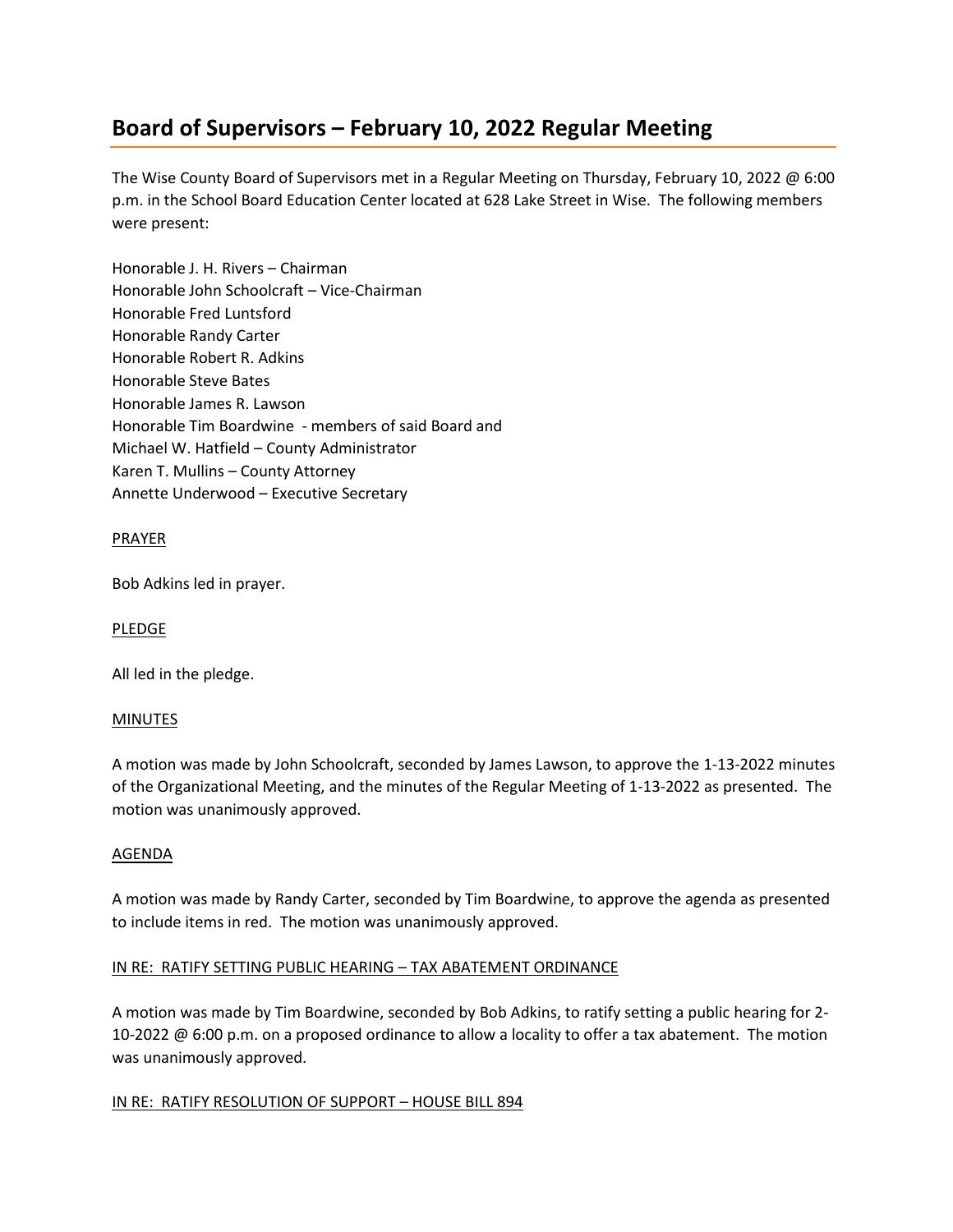# Board of Supervisors – February 10, 2022 Regular Meeting

The Wise County Board of Supervisors met in a Regular Meeting on Thursday, February 10, 2022 @ 6:00 p.m. in the School Board Education Center located at 628 Lake Street in Wise. The following members were present:

Honorable J. H. Rivers – Chairman
Honorable John Schoolcraft – Vice-Chairman
Honorable Fred Luntsford
Honorable Randy Carter
Honorable Robert R. Adkins
Honorable Steve Bates
Honorable James R. Lawson
Honorable Tim Boardwine - members of said Board and
Michael W. Hatfield – County Administrator
Karen T. Mullins – County Attorney
Annette Underwood – Executive Secretary

PRAYER

Bob Adkins led in prayer.

PLEDGE

All led in the pledge.

MINUTES

A motion was made by John Schoolcraft, seconded by James Lawson, to approve the 1-13-2022 minutes of the Organizational Meeting, and the minutes of the Regular Meeting of 1-13-2022 as presented. The motion was unanimously approved.

AGENDA

A motion was made by Randy Carter, seconded by Tim Boardwine, to approve the agenda as presented to include items in red. The motion was unanimously approved.

IN RE: RATIFY SETTING PUBLIC HEARING – TAX ABATEMENT ORDINANCE

A motion was made by Tim Boardwine, seconded by Bob Adkins, to ratify setting a public hearing for 2-10-2022 @ 6:00 p.m. on a proposed ordinance to allow a locality to offer a tax abatement. The motion was unanimously approved.

IN RE: RATIFY RESOLUTION OF SUPPORT – HOUSE BILL 894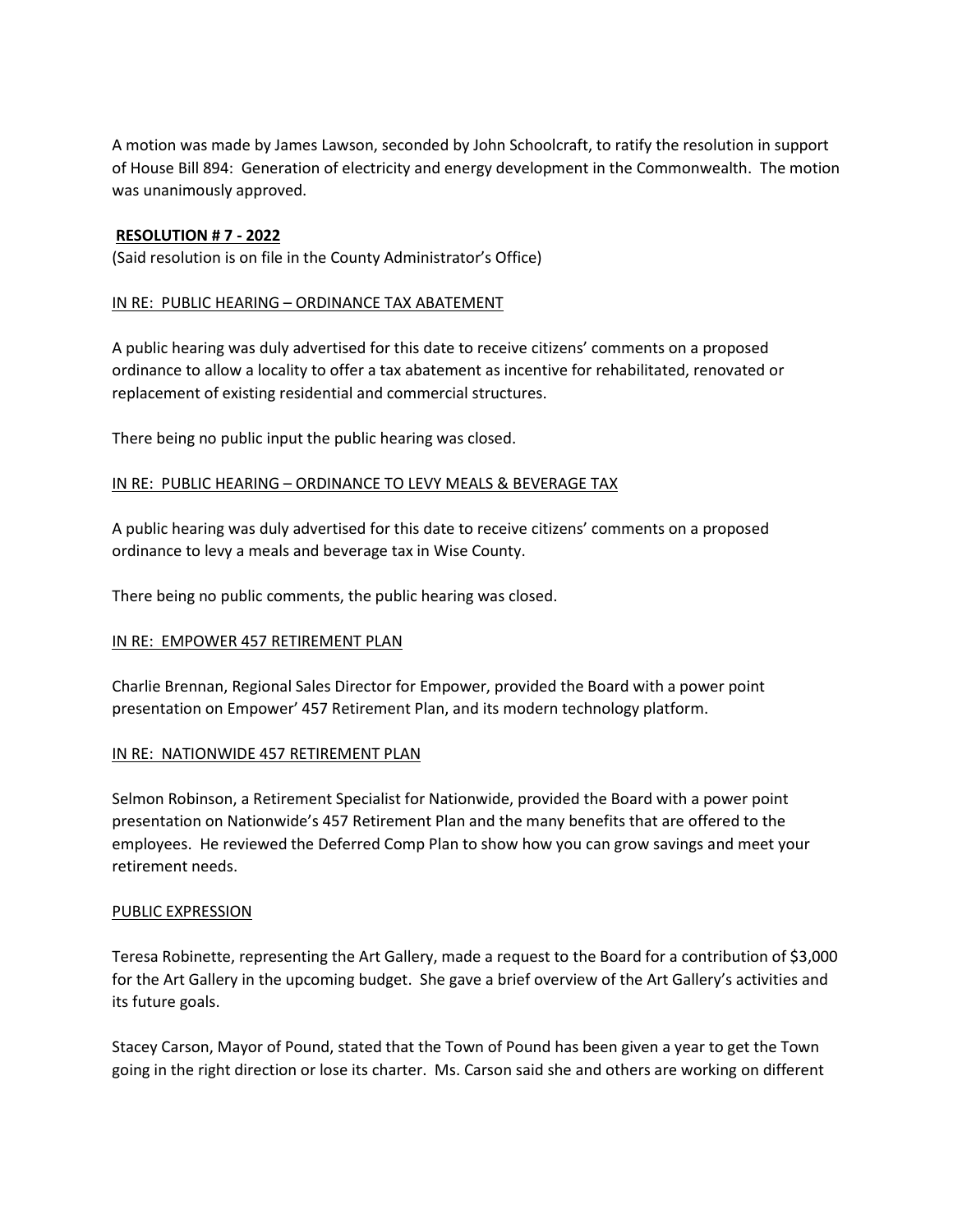A motion was made by James Lawson, seconded by John Schoolcraft, to ratify the resolution in support of House Bill 894: Generation of electricity and energy development in the Commonwealth. The motion was unanimously approved.

**RESOLUTION # 7 - 2022**

(Said resolution is on file in the County Administrator's Office)

IN RE: PUBLIC HEARING – ORDINANCE TAX ABATEMENT

A public hearing was duly advertised for this date to receive citizens' comments on a proposed ordinance to allow a locality to offer a tax abatement as incentive for rehabilitated, renovated or replacement of existing residential and commercial structures.

There being no public input the public hearing was closed.

IN RE: PUBLIC HEARING – ORDINANCE TO LEVY MEALS & BEVERAGE TAX

A public hearing was duly advertised for this date to receive citizens' comments on a proposed ordinance to levy a meals and beverage tax in Wise County.

There being no public comments, the public hearing was closed.

IN RE: EMPOWER 457 RETIREMENT PLAN

Charlie Brennan, Regional Sales Director for Empower, provided the Board with a power point presentation on Empower' 457 Retirement Plan, and its modern technology platform.

IN RE: NATIONWIDE 457 RETIREMENT PLAN

Selmon Robinson, a Retirement Specialist for Nationwide, provided the Board with a power point presentation on Nationwide's 457 Retirement Plan and the many benefits that are offered to the employees. He reviewed the Deferred Comp Plan to show how you can grow savings and meet your retirement needs.

PUBLIC EXPRESSION

Teresa Robinette, representing the Art Gallery, made a request to the Board for a contribution of $3,000 for the Art Gallery in the upcoming budget. She gave a brief overview of the Art Gallery's activities and its future goals.

Stacey Carson, Mayor of Pound, stated that the Town of Pound has been given a year to get the Town going in the right direction or lose its charter. Ms. Carson said she and others are working on different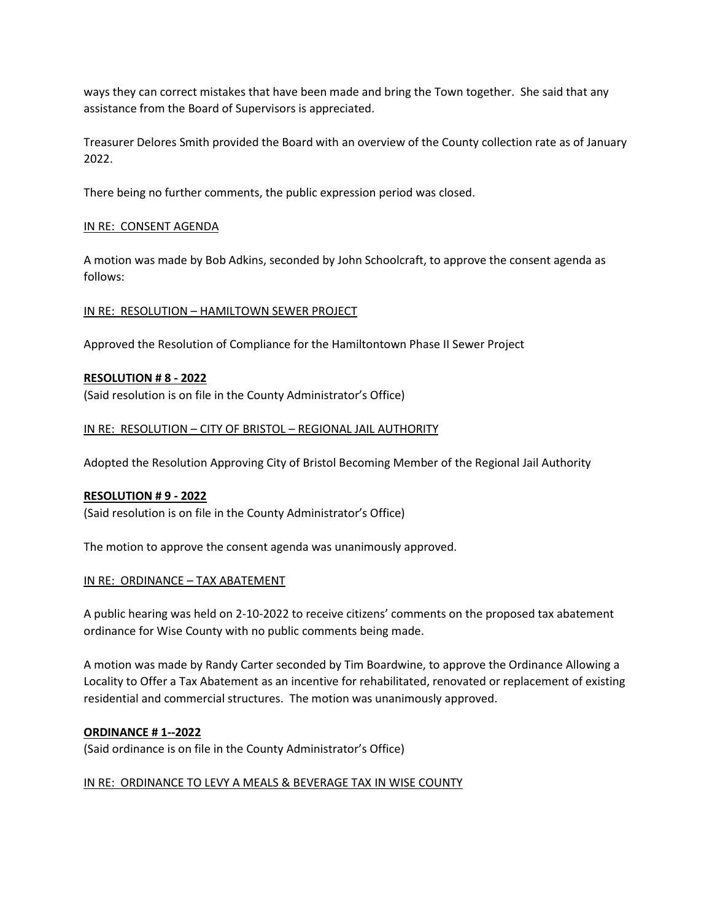ways they can correct mistakes that have been made and bring the Town together. She said that any assistance from the Board of Supervisors is appreciated.

Treasurer Delores Smith provided the Board with an overview of the County collection rate as of January 2022.

There being no further comments, the public expression period was closed.

<u>IN RE: CONSENT AGENDA</u>

A motion was made by Bob Adkins, seconded by John Schoolcraft, to approve the consent agenda as follows:

<u>IN RE: RESOLUTION – HAMILTOWN SEWER PROJECT</u>

Approved the Resolution of Compliance for the Hamiltontown Phase II Sewer Project

**RESOLUTION # 8 - 2022**
(Said resolution is on file in the County Administrator's Office)

<u>IN RE: RESOLUTION – CITY OF BRISTOL – REGIONAL JAIL AUTHORITY</u>

Adopted the Resolution Approving City of Bristol Becoming Member of the Regional Jail Authority

**RESOLUTION # 9 - 2022**
(Said resolution is on file in the County Administrator's Office)

The motion to approve the consent agenda was unanimously approved.

<u>IN RE: ORDINANCE – TAX ABATEMENT</u>

A public hearing was held on 2-10-2022 to receive citizens' comments on the proposed tax abatement ordinance for Wise County with no public comments being made.

A motion was made by Randy Carter seconded by Tim Boardwine, to approve the Ordinance Allowing a Locality to Offer a Tax Abatement as an incentive for rehabilitated, renovated or replacement of existing residential and commercial structures. The motion was unanimously approved.

**ORDINANCE # 1--2022**
(Said ordinance is on file in the County Administrator's Office)

<u>IN RE: ORDINANCE TO LEVY A MEALS & BEVERAGE TAX IN WISE COUNTY</u>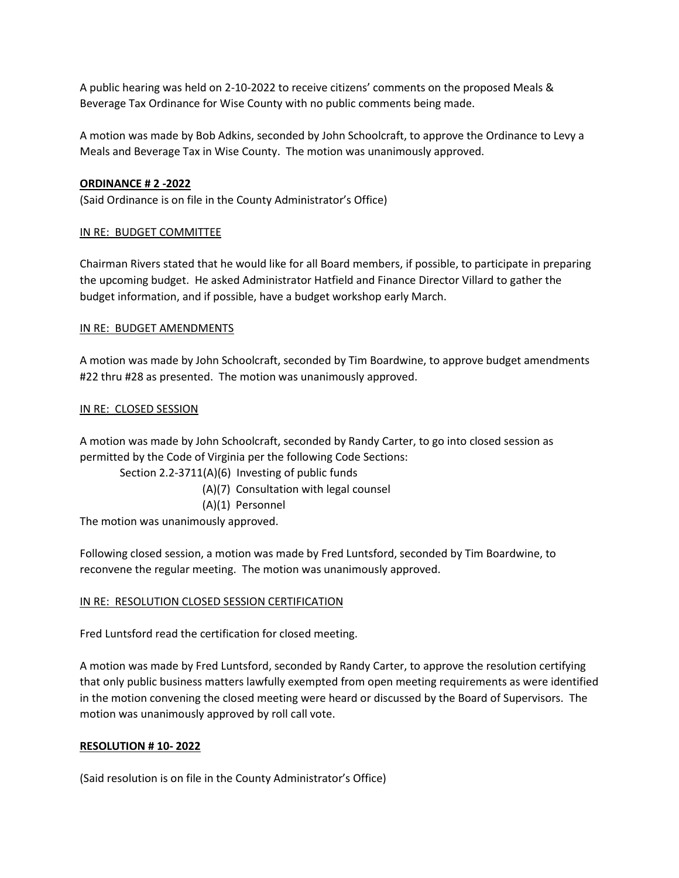A public hearing was held on 2-10-2022 to receive citizens' comments on the proposed Meals & Beverage Tax Ordinance for Wise County with no public comments being made.

A motion was made by Bob Adkins, seconded by John Schoolcraft, to approve the Ordinance to Levy a Meals and Beverage Tax in Wise County. The motion was unanimously approved.

**ORDINANCE # 2 -2022**

(Said Ordinance is on file in the County Administrator's Office)

IN RE: BUDGET COMMITTEE

Chairman Rivers stated that he would like for all Board members, if possible, to participate in preparing the upcoming budget. He asked Administrator Hatfield and Finance Director Villard to gather the budget information, and if possible, have a budget workshop early March.

IN RE: BUDGET AMENDMENTS

A motion was made by John Schoolcraft, seconded by Tim Boardwine, to approve budget amendments #22 thru #28 as presented. The motion was unanimously approved.

IN RE: CLOSED SESSION

A motion was made by John Schoolcraft, seconded by Randy Carter, to go into closed session as permitted by the Code of Virginia per the following Code Sections:

Section 2.2-3711(A)(6) Investing of public funds
(A)(7) Consultation with legal counsel
(A)(1) Personnel

The motion was unanimously approved.

Following closed session, a motion was made by Fred Luntsford, seconded by Tim Boardwine, to reconvene the regular meeting. The motion was unanimously approved.

IN RE: RESOLUTION CLOSED SESSION CERTIFICATION

Fred Luntsford read the certification for closed meeting.

A motion was made by Fred Luntsford, seconded by Randy Carter, to approve the resolution certifying that only public business matters lawfully exempted from open meeting requirements as were identified in the motion convening the closed meeting were heard or discussed by the Board of Supervisors. The motion was unanimously approved by roll call vote.

**RESOLUTION # 10- 2022**

(Said resolution is on file in the County Administrator's Office)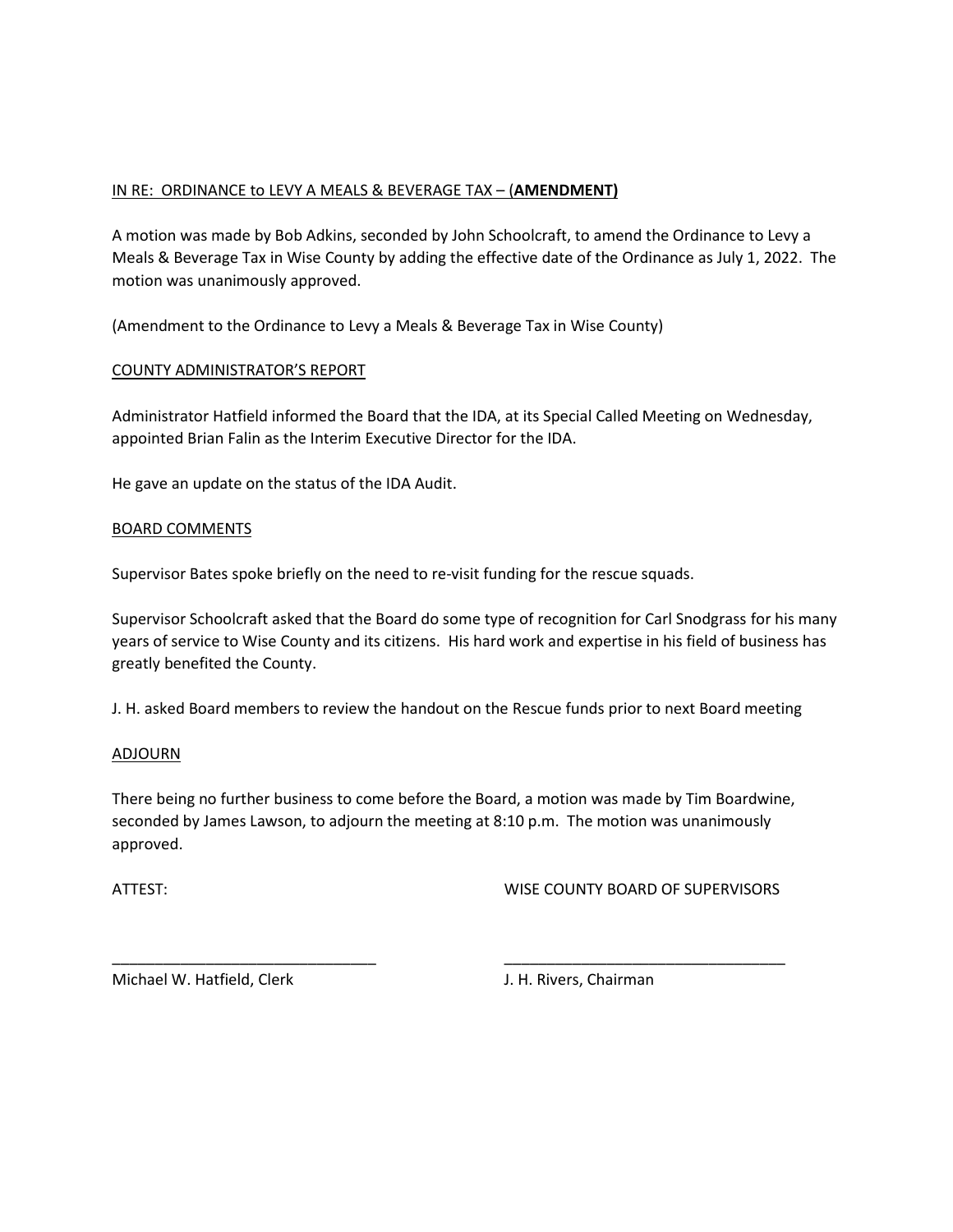IN RE: ORDINANCE to LEVY A MEALS & BEVERAGE TAX – (**AMENDMENT)**

A motion was made by Bob Adkins, seconded by John Schoolcraft, to amend the Ordinance to Levy a Meals & Beverage Tax in Wise County by adding the effective date of the Ordinance as July 1, 2022. The motion was unanimously approved.

(Amendment to the Ordinance to Levy a Meals & Beverage Tax in Wise County)

COUNTY ADMINISTRATOR'S REPORT

Administrator Hatfield informed the Board that the IDA, at its Special Called Meeting on Wednesday, appointed Brian Falin as the Interim Executive Director for the IDA.

He gave an update on the status of the IDA Audit.

BOARD COMMENTS

Supervisor Bates spoke briefly on the need to re-visit funding for the rescue squads.

Supervisor Schoolcraft asked that the Board do some type of recognition for Carl Snodgrass for his many years of service to Wise County and its citizens. His hard work and expertise in his field of business has greatly benefited the County.

J. H. asked Board members to review the handout on the Rescue funds prior to next Board meeting

ADJOURN

There being no further business to come before the Board, a motion was made by Tim Boardwine, seconded by James Lawson, to adjourn the meeting at 8:10 p.m. The motion was unanimously approved.

ATTEST: WISE COUNTY BOARD OF SUPERVISORS

_______________________________ _________________________________

Michael W. Hatfield, Clerk J. H. Rivers, Chairman